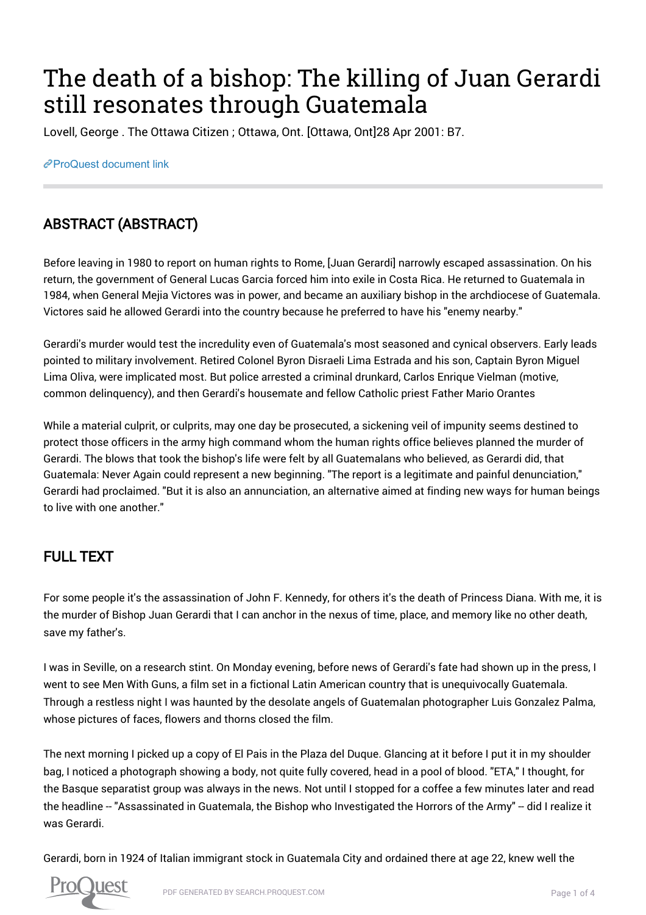# The death of a bishop: The killing of Juan Gerardi still resonates through Guatemala

Lovell, George . The Ottawa Citizen ; Ottawa, Ont. [Ottawa, Ont]28 Apr 2001: B7.

ProQuest document link

## ABSTRACT (ABSTRACT)

Before leaving in 1980 to report on human rights to Rome, [Juan Gerardi] narrowly escaped assassination. On his return, the government of General Lucas Garcia forced him into exile in Costa Rica. He returned to Guatemala in 1984, when General Mejia Victores was in power, and became an auxiliary bishop in the archdiocese of Guatemala. Victores said he allowed Gerardi into the country because he preferred to have his "enemy nearby."

Gerardi's murder would test the incredulity even of Guatemala's most seasoned and cynical observers. Early leads pointed to military involvement. Retired Colonel Byron Disraeli Lima Estrada and his son, Captain Byron Miguel Lima Oliva, were implicated most. But police arrested a criminal drunkard, Carlos Enrique Vielman (motive, common delinquency), and then Gerardi's housemate and fellow Catholic priest Father Mario Orantes

While a material culprit, or culprits, may one day be prosecuted, a sickening veil of impunity seems destined to protect those officers in the army high command whom the human rights office believes planned the murder of Gerardi. The blows that took the bishop's life were felt by all Guatemalans who believed, as Gerardi did, that Guatemala: Never Again could represent a new beginning. "The report is a legitimate and painful denunciation," Gerardi had proclaimed. "But it is also an annunciation, an alternative aimed at finding new ways for human beings to live with one another."

## FULL TEXT

For some people it's the assassination of John F. Kennedy, for others it's the death of Princess Diana. With me, it is the murder of Bishop Juan Gerardi that I can anchor in the nexus of time, place, and memory like no other death, save my father's.

I was in Seville, on a research stint. On Monday evening, before news of Gerardi's fate had shown up in the press, I went to see Men With Guns, a film set in a fictional Latin American country that is unequivocally Guatemala. Through a restless night I was haunted by the desolate angels of Guatemalan photographer Luis Gonzalez Palma, whose pictures of faces, flowers and thorns closed the film.

The next morning I picked up a copy of El Pais in the Plaza del Duque. Glancing at it before I put it in my shoulder bag, I noticed a photograph showing a body, not quite fully covered, head in a pool of blood. "ETA," I thought, for the Basque separatist group was always in the news. Not until I stopped for a coffee a few minutes later and read the headline -- "Assassinated in Guatemala, the Bishop who Investigated the Horrors of the Army" -- did I realize it was Gerardi.

Gerardi, born in 1924 of Italian immigrant stock in Guatemala City and ordained there at age 22, knew well the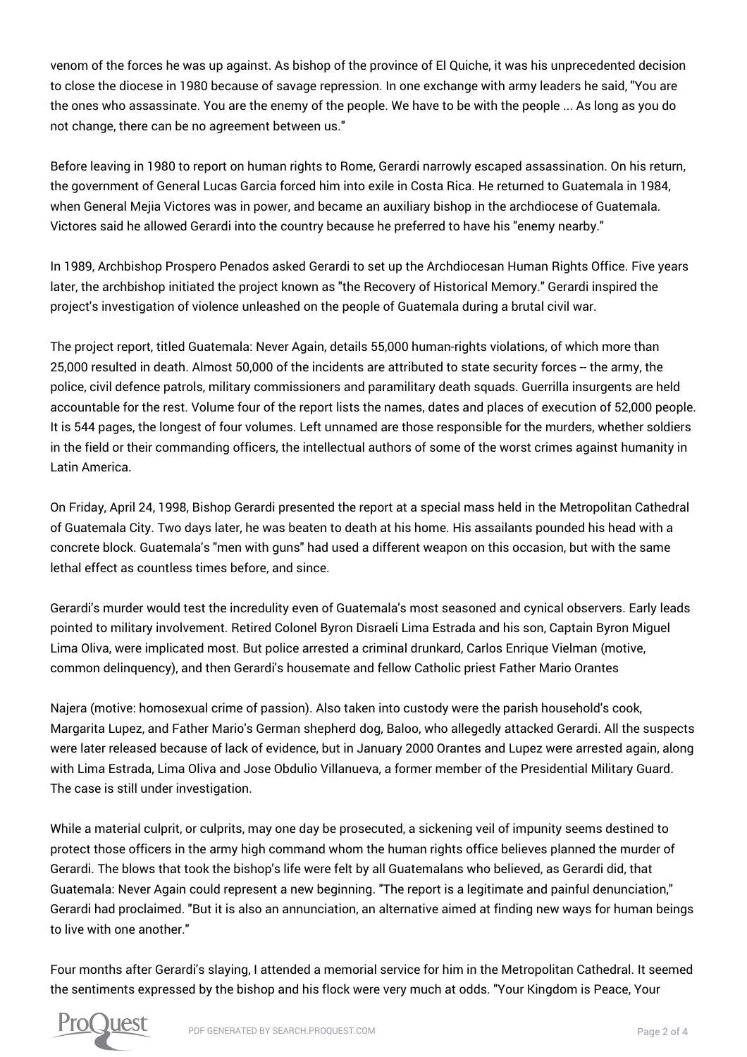venom of the forces he was up against. As bishop of the province of El Quiche, it was his unprecedented decision to close the diocese in 1980 because of savage repression. In one exchange with army leaders he said, "You are the ones who assassinate. You are the enemy of the people. We have to be with the people ... As long as you do not change, there can be no agreement between us."

Before leaving in 1980 to report on human rights to Rome, Gerardi narrowly escaped assassination. On his return, the government of General Lucas Garcia forced him into exile in Costa Rica. He returned to Guatemala in 1984, when General Mejia Victores was in power, and became an auxiliary bishop in the archdiocese of Guatemala. Victores said he allowed Gerardi into the country because he preferred to have his "enemy nearby."

In 1989, Archbishop Prospero Penados asked Gerardi to set up the Archdiocesan Human Rights Office. Five years later, the archbishop initiated the project known as "the Recovery of Historical Memory." Gerardi inspired the project's investigation of violence unleashed on the people of Guatemala during a brutal civil war.

The project report, titled Guatemala: Never Again, details 55,000 human-rights violations, of which more than 25,000 resulted in death. Almost 50,000 of the incidents are attributed to state security forces -- the army, the police, civil defence patrols, military commissioners and paramilitary death squads. Guerrilla insurgents are held accountable for the rest. Volume four of the report lists the names, dates and places of execution of 52,000 people. It is 544 pages, the longest of four volumes. Left unnamed are those responsible for the murders, whether soldiers in the field or their commanding officers, the intellectual authors of some of the worst crimes against humanity in Latin America.

On Friday, April 24, 1998, Bishop Gerardi presented the report at a special mass held in the Metropolitan Cathedral of Guatemala City. Two days later, he was beaten to death at his home. His assailants pounded his head with a concrete block. Guatemala's "men with guns" had used a different weapon on this occasion, but with the same lethal effect as countless times before, and since.

Gerardi's murder would test the incredulity even of Guatemala's most seasoned and cynical observers. Early leads pointed to military involvement. Retired Colonel Byron Disraeli Lima Estrada and his son, Captain Byron Miguel Lima Oliva, were implicated most. But police arrested a criminal drunkard, Carlos Enrique Vielman (motive, common delinquency), and then Gerardi's housemate and fellow Catholic priest Father Mario Orantes

Najera (motive: homosexual crime of passion). Also taken into custody were the parish household's cook, Margarita Lupez, and Father Mario's German shepherd dog, Baloo, who allegedly attacked Gerardi. All the suspects were later released because of lack of evidence, but in January 2000 Orantes and Lupez were arrested again, along with Lima Estrada, Lima Oliva and Jose Obdulio Villanueva, a former member of the Presidential Military Guard. The case is still under investigation.

While a material culprit, or culprits, may one day be prosecuted, a sickening veil of impunity seems destined to protect those officers in the army high command whom the human rights office believes planned the murder of Gerardi. The blows that took the bishop's life were felt by all Guatemalans who believed, as Gerardi did, that Guatemala: Never Again could represent a new beginning. "The report is a legitimate and painful denunciation," Gerardi had proclaimed. "But it is also an annunciation, an alternative aimed at finding new ways for human beings to live with one another."

Four months after Gerardi's slaying, I attended a memorial service for him in the Metropolitan Cathedral. It seemed the sentiments expressed by the bishop and his flock were very much at odds. "Your Kingdom is Peace, Your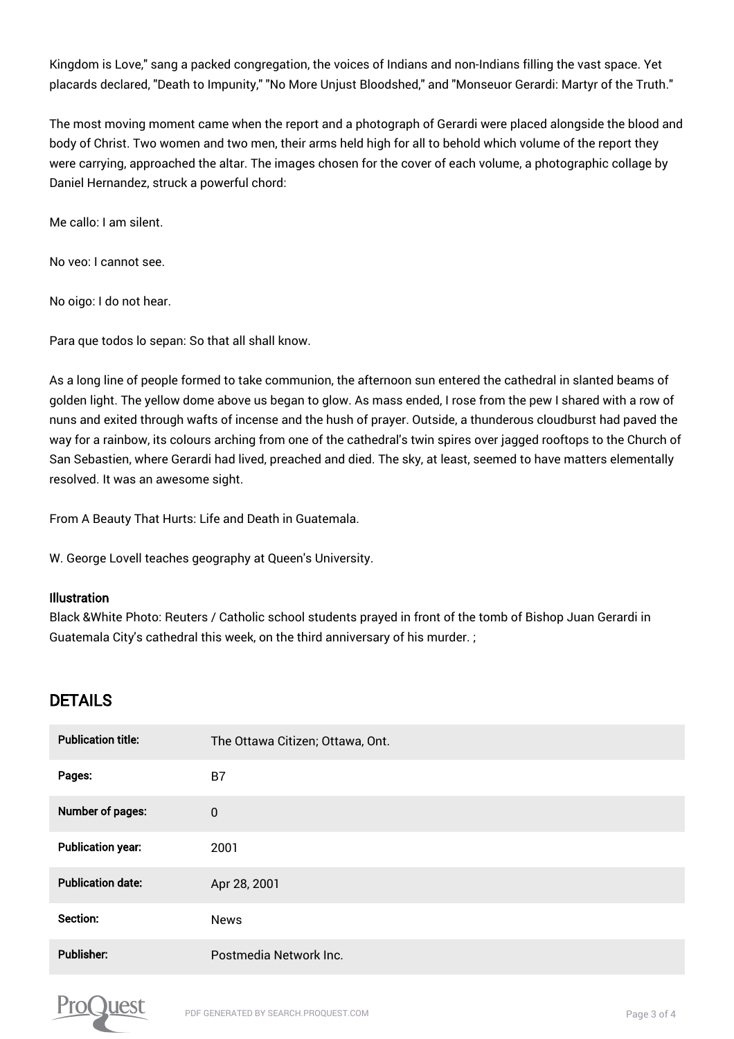Kingdom is Love," sang a packed congregation, the voices of Indians and non-Indians filling the vast space. Yet placards declared, "Death to Impunity," "No More Unjust Bloodshed," and "Monseuor Gerardi: Martyr of the Truth."

The most moving moment came when the report and a photograph of Gerardi were placed alongside the blood and body of Christ. Two women and two men, their arms held high for all to behold which volume of the report they were carrying, approached the altar. The images chosen for the cover of each volume, a photographic collage by Daniel Hernandez, struck a powerful chord:

Me callo: I am silent.

No veo: I cannot see.

No oigo: I do not hear.

Para que todos lo sepan: So that all shall know.

As a long line of people formed to take communion, the afternoon sun entered the cathedral in slanted beams of golden light. The yellow dome above us began to glow. As mass ended, I rose from the pew I shared with a row of nuns and exited through wafts of incense and the hush of prayer. Outside, a thunderous cloudburst had paved the way for a rainbow, its colours arching from one of the cathedral's twin spires over jagged rooftops to the Church of San Sebastien, where Gerardi had lived, preached and died. The sky, at least, seemed to have matters elementally resolved. It was an awesome sight.

From A Beauty That Hurts: Life and Death in Guatemala.

W. George Lovell teaches geography at Queen's University.

#### Illustration

Black &White Photo: Reuters / Catholic school students prayed in front of the tomb of Bishop Juan Gerardi in Guatemala City's cathedral this week, on the third anniversary of his murder. ;

## DETAILS

| | |
|---|---|
| **Publication title:** | The Ottawa Citizen; Ottawa, Ont. |
| **Pages:** | B7 |
| **Number of pages:** | 0 |
| **Publication year:** | 2001 |
| **Publication date:** | Apr 28, 2001 |
| **Section:** | News |
| **Publisher:** | Postmedia Network Inc. |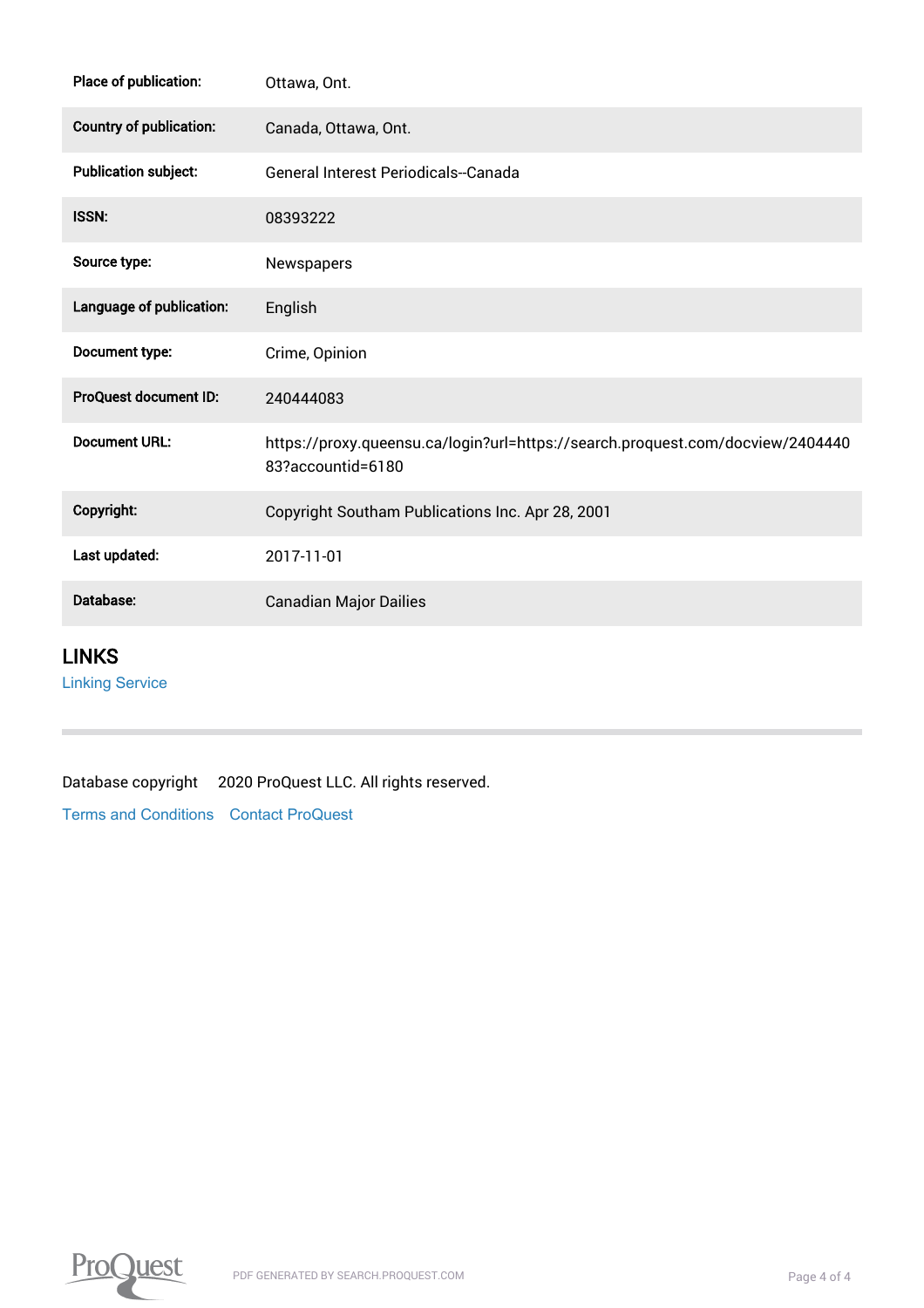| | |
|---|---|
| **Place of publication:** | Ottawa, Ont. |
| **Country of publication:** | Canada, Ottawa, Ont. |
| **Publication subject:** | General Interest Periodicals--Canada |
| **ISSN:** | 08393222 |
| **Source type:** | Newspapers |
| **Language of publication:** | English |
| **Document type:** | Crime, Opinion |
| **ProQuest document ID:** | 240444083 |
| **Document URL:** | https://proxy.queensu.ca/login?url=https://search.proquest.com/docview/240444083?accountid=6180 |
| **Copyright:** | Copyright Southam Publications Inc. Apr 28, 2001 |
| **Last updated:** | 2017-11-01 |
| **Database:** | Canadian Major Dailies |

## LINKS

Linking Service

---

Database copyright 2020 ProQuest LLC. All rights reserved.

Terms and Conditions Contact ProQuest